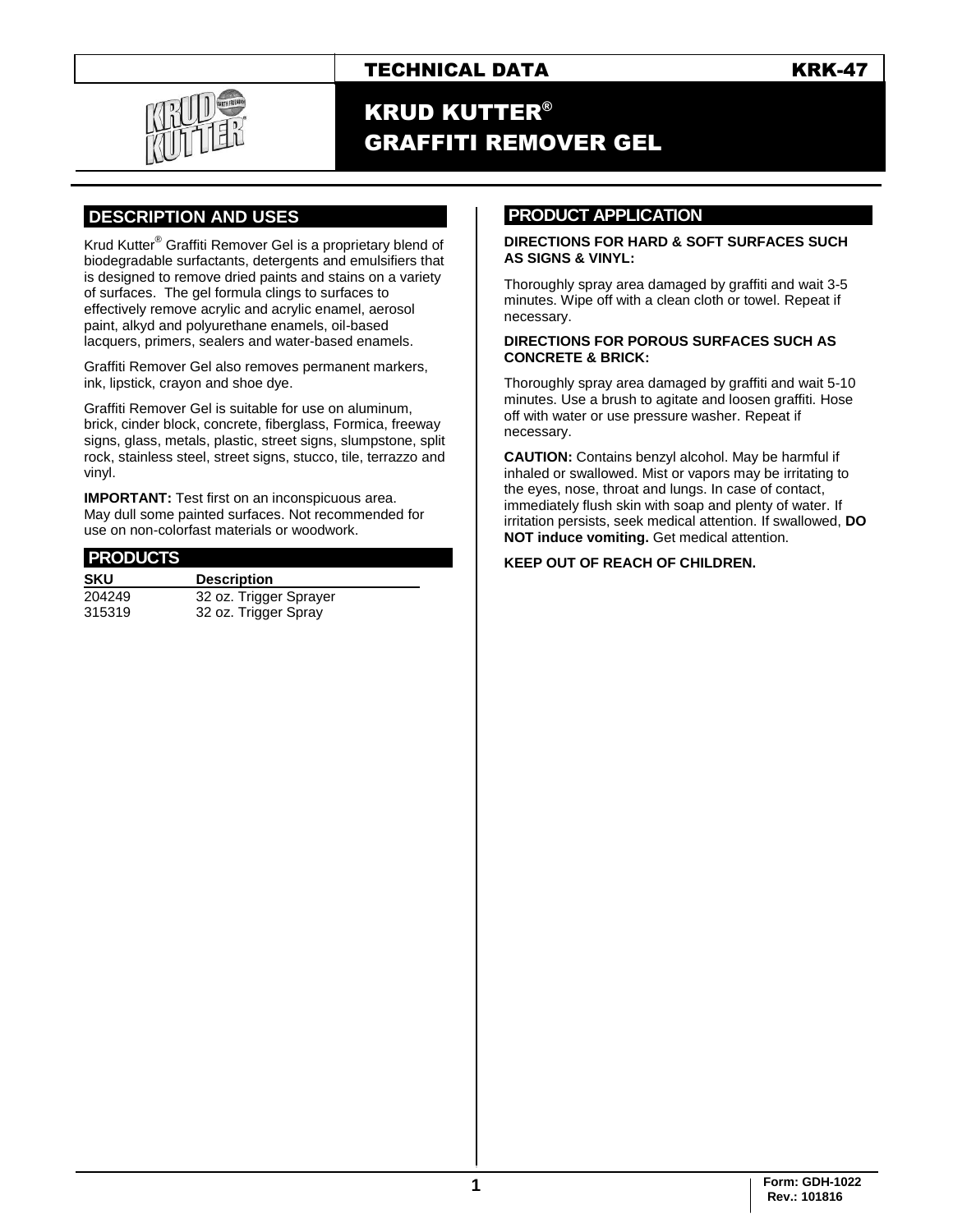TECHNICAL DATA KRK-47

# KRUD KUTTER® GRAFFITI REMOVER GEL

## DESCRIPTION AND USES

Krud Kutter® Graffiti Remover Gel is a proprietary blend of biodegradable surfactants, detergents and emulsifiers that is designed to remove dried paints and stains on a variety of surfaces. The gel formula clings to surfaces to effectively remove acrylic and acrylic enamel, aerosol paint, alkyd and polyurethane enamels, oil-based lacquers, primers, sealers and water-based enamels.

Graffiti Remover Gel also removes permanent markers, ink, lipstick, crayon and shoe dye.

Graffiti Remover Gel is suitable for use on aluminum, brick, cinder block, concrete, fiberglass, Formica, freeway signs, glass, metals, plastic, street signs, slumpstone, split rock, stainless steel, street signs, stucco, tile, terrazzo and vinyl.

**IMPORTANT:** Test first on an inconspicuous area. May dull some painted surfaces. Not recommended for use on non-colorfast materials or woodwork.

## PRODUCTS

| SKU | Description |
|---|---|
| 204249 | 32 oz. Trigger Sprayer |
| 315319 | 32 oz. Trigger Spray |

## PRODUCT APPLICATION

**DIRECTIONS FOR HARD & SOFT SURFACES SUCH AS SIGNS & VINYL:**

Thoroughly spray area damaged by graffiti and wait 3-5 minutes. Wipe off with a clean cloth or towel. Repeat if necessary.

**DIRECTIONS FOR POROUS SURFACES SUCH AS CONCRETE & BRICK:**

Thoroughly spray area damaged by graffiti and wait 5-10 minutes. Use a brush to agitate and loosen graffiti. Hose off with water or use pressure washer. Repeat if necessary.

**CAUTION:** Contains benzyl alcohol. May be harmful if inhaled or swallowed. Mist or vapors may be irritating to the eyes, nose, throat and lungs. In case of contact, immediately flush skin with soap and plenty of water. If irritation persists, seek medical attention. If swallowed, **DO NOT induce vomiting.** Get medical attention.

**KEEP OUT OF REACH OF CHILDREN.**

Form: GDH-1022
Rev.: 101816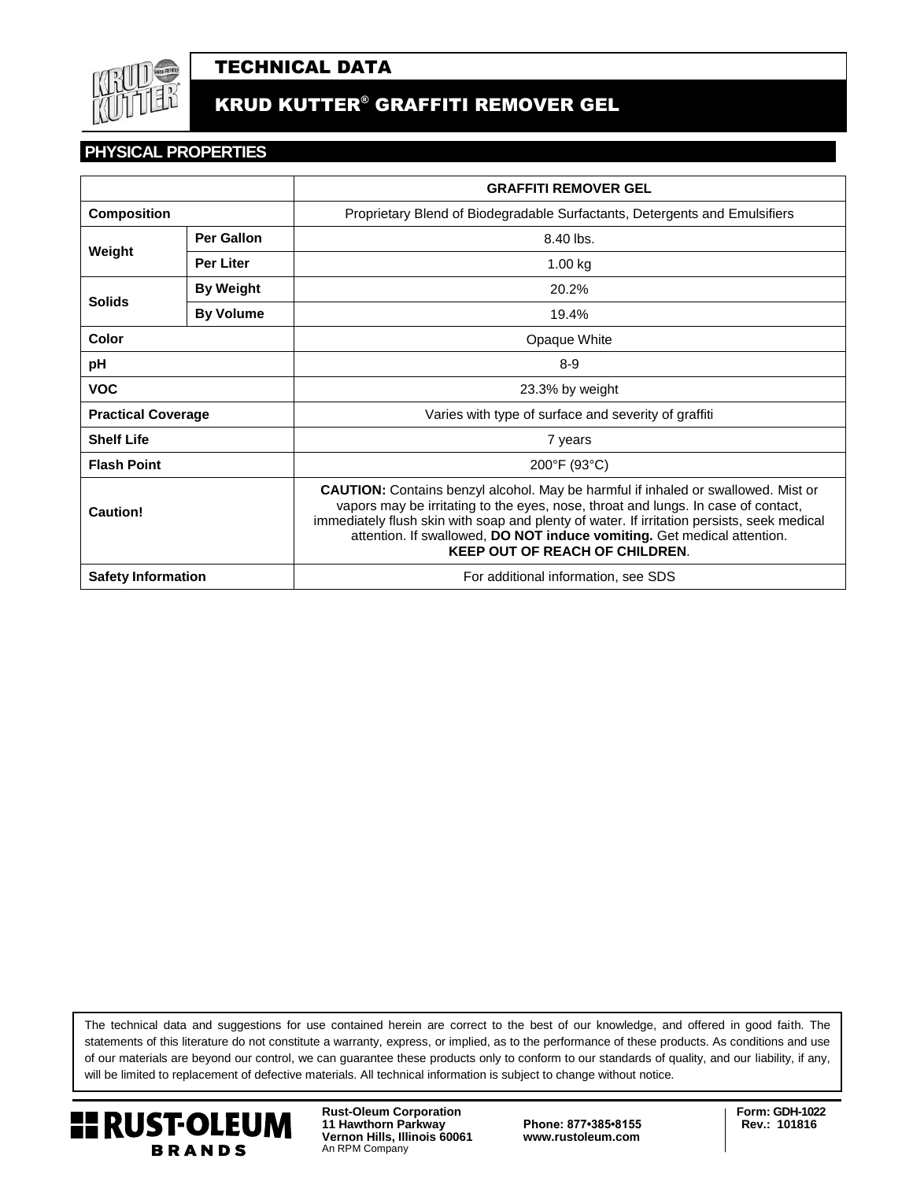# TECHNICAL DATA

## KRUD KUTTER® GRAFFITI REMOVER GEL

## PHYSICAL PROPERTIES

| | | GRAFFITI REMOVER GEL |
|---|---|---|
| **Composition** | | Proprietary Blend of Biodegradable Surfactants, Detergents and Emulsifiers |
| **Weight** | **Per Gallon** | 8.40 lbs. |
| | **Per Liter** | 1.00 kg |
| **Solids** | **By Weight** | 20.2% |
| | **By Volume** | 19.4% |
| **Color** | | Opaque White |
| **pH** | | 8-9 |
| **VOC** | | 23.3% by weight |
| **Practical Coverage** | | Varies with type of surface and severity of graffiti |
| **Shelf Life** | | 7 years |
| **Flash Point** | | 200°F (93°C) |
| **Caution!** | | **CAUTION:** Contains benzyl alcohol. May be harmful if inhaled or swallowed. Mist or vapors may be irritating to the eyes, nose, throat and lungs. In case of contact, immediately flush skin with soap and plenty of water. If irritation persists, seek medical attention. If swallowed, **DO NOT induce vomiting.** Get medical attention. **KEEP OUT OF REACH OF CHILDREN**. |
| **Safety Information** | | For additional information, see SDS |

The technical data and suggestions for use contained herein are correct to the best of our knowledge, and offered in good faith. The statements of this literature do not constitute a warranty, express, or implied, as to the performance of these products. As conditions and use of our materials are beyond our control, we can guarantee these products only to conform to our standards of quality, and our liability, if any, will be limited to replacement of defective materials. All technical information is subject to change without notice.

RUST-OLEUM BRANDS

**Rust-Oleum Corporation**
**11 Hawthorn Parkway**
**Vernon Hills, Illinois 60061**
An RPM Company

**Phone: 877•385•8155**
**www.rustoleum.com**

**Form: GDH-1022**
**Rev.: 101816**